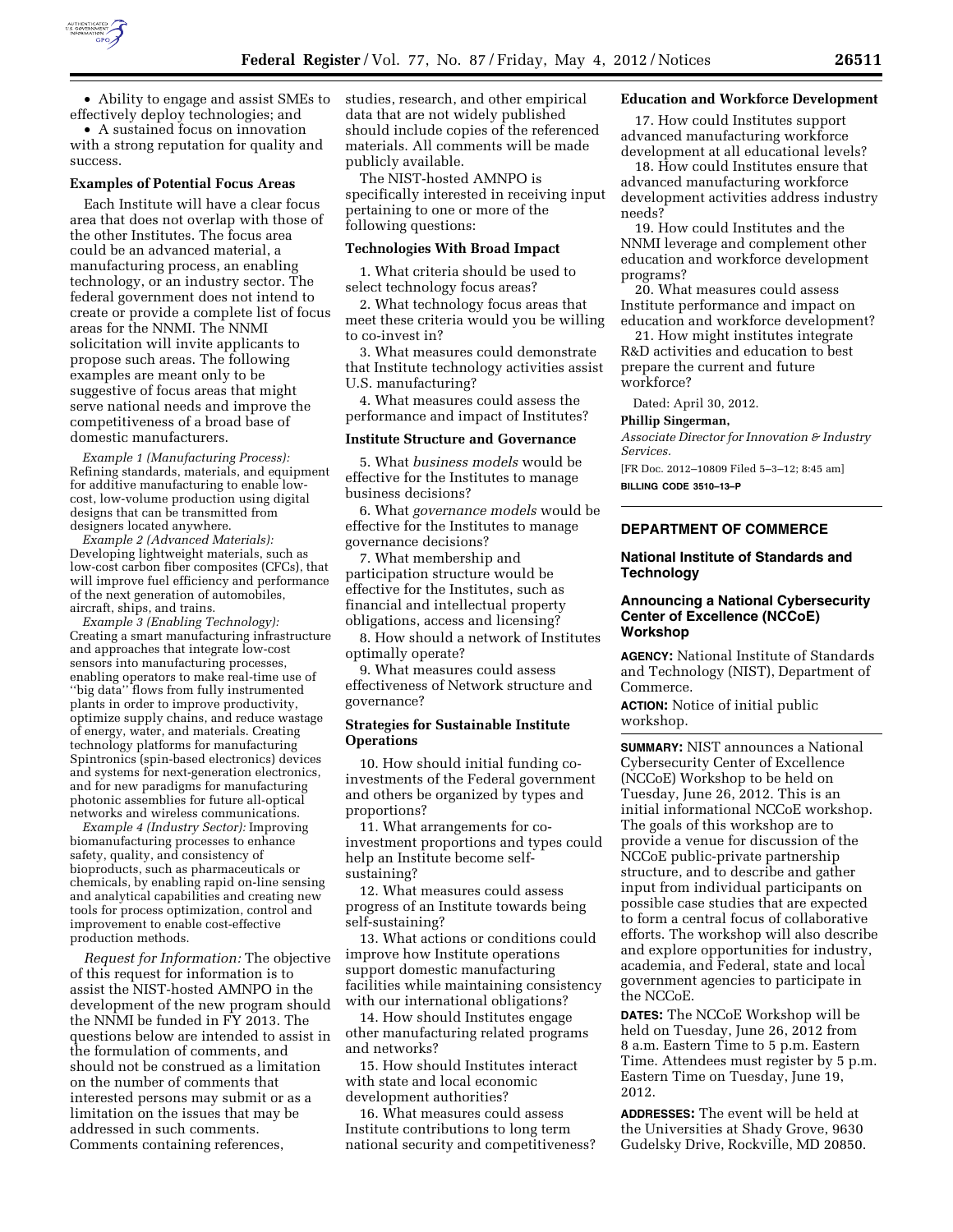- Ability to engage and assist SMEs to effectively deploy technologies; and
- A sustained focus on innovation with a strong reputation for quality and success.

**Examples of Potential Focus Areas**

Each Institute will have a clear focus area that does not overlap with those of the other Institutes. The focus area could be an advanced material, a manufacturing process, an enabling technology, or an industry sector. The federal government does not intend to create or provide a complete list of focus areas for the NNMI. The NNMI solicitation will invite applicants to propose such areas. The following examples are meant only to be suggestive of focus areas that might serve national needs and improve the competitiveness of a broad base of domestic manufacturers.

*Example 1 (Manufacturing Process):* Refining standards, materials, and equipment for additive manufacturing to enable low-cost, low-volume production using digital designs that can be transmitted from designers located anywhere.

*Example 2 (Advanced Materials):* Developing lightweight materials, such as low-cost carbon fiber composites (CFCs), that will improve fuel efficiency and performance of the next generation of automobiles, aircraft, ships, and trains.

*Example 3 (Enabling Technology):* Creating a smart manufacturing infrastructure and approaches that integrate low-cost sensors into manufacturing processes, enabling operators to make real-time use of ''big data'' flows from fully instrumented plants in order to improve productivity, optimize supply chains, and reduce wastage of energy, water, and materials. Creating technology platforms for manufacturing Spintronics (spin-based electronics) devices and systems for next-generation electronics, and for new paradigms for manufacturing photonic assemblies for future all-optical networks and wireless communications.

*Example 4 (Industry Sector):* Improving biomanufacturing processes to enhance safety, quality, and consistency of bioproducts, such as pharmaceuticals or chemicals, by enabling rapid on-line sensing and analytical capabilities and creating new tools for process optimization, control and improvement to enable cost-effective production methods.

*Request for Information:* The objective of this request for information is to assist the NIST-hosted AMNPO in the development of the new program should the NNMI be funded in FY 2013. The questions below are intended to assist in the formulation of comments, and should not be construed as a limitation on the number of comments that interested persons may submit or as a limitation on the issues that may be addressed in such comments. Comments containing references, studies, research, and other empirical data that are not widely published should include copies of the referenced materials. All comments will be made publicly available.

The NIST-hosted AMNPO is specifically interested in receiving input pertaining to one or more of the following questions:

**Technologies With Broad Impact**

1. What criteria should be used to select technology focus areas?
2. What technology focus areas that meet these criteria would you be willing to co-invest in?
3. What measures could demonstrate that Institute technology activities assist U.S. manufacturing?
4. What measures could assess the performance and impact of Institutes?

**Institute Structure and Governance**

5. What *business models* would be effective for the Institutes to manage business decisions?
6. What *governance models* would be effective for the Institutes to manage governance decisions?
7. What membership and participation structure would be effective for the Institutes, such as financial and intellectual property obligations, access and licensing?
8. How should a network of Institutes optimally operate?
9. What measures could assess effectiveness of Network structure and governance?

**Strategies for Sustainable Institute Operations**

10. How should initial funding co-investments of the Federal government and others be organized by types and proportions?
11. What arrangements for co-investment proportions and types could help an Institute become self-sustaining?
12. What measures could assess progress of an Institute towards being self-sustaining?
13. What actions or conditions could improve how Institute operations support domestic manufacturing facilities while maintaining consistency with our international obligations?
14. How should Institutes engage other manufacturing related programs and networks?
15. How should Institutes interact with state and local economic development authorities?
16. What measures could assess Institute contributions to long term national security and competitiveness?

**Education and Workforce Development**

17. How could Institutes support advanced manufacturing workforce development at all educational levels?
18. How could Institutes ensure that advanced manufacturing workforce development activities address industry needs?
19. How could Institutes and the NNMI leverage and complement other education and workforce development programs?
20. What measures could assess Institute performance and impact on education and workforce development?
21. How might institutes integrate R&D activities and education to best prepare the current and future workforce?

Dated: April 30, 2012.

**Phillip Singerman,**

*Associate Director for Innovation & Industry Services.*

[FR Doc. 2012–10809 Filed 5–3–12; 8:45 am]

**BILLING CODE 3510–13–P**

---

## DEPARTMENT OF COMMERCE

### National Institute of Standards and Technology

### Announcing a National Cybersecurity Center of Excellence (NCCoE) Workshop

**AGENCY:** National Institute of Standards and Technology (NIST), Department of Commerce.

**ACTION:** Notice of initial public workshop.

**SUMMARY:** NIST announces a National Cybersecurity Center of Excellence (NCCoE) Workshop to be held on Tuesday, June 26, 2012. This is an initial informational NCCoE workshop. The goals of this workshop are to provide a venue for discussion of the NCCoE public-private partnership structure, and to describe and gather input from individual participants on possible case studies that are expected to form a central focus of collaborative efforts. The workshop will also describe and explore opportunities for industry, academia, and Federal, state and local government agencies to participate in the NCCoE.

**DATES:** The NCCoE Workshop will be held on Tuesday, June 26, 2012 from 8 a.m. Eastern Time to 5 p.m. Eastern Time. Attendees must register by 5 p.m. Eastern Time on Tuesday, June 19, 2012.

**ADDRESSES:** The event will be held at the Universities at Shady Grove, 9630 Gudelsky Drive, Rockville, MD 20850.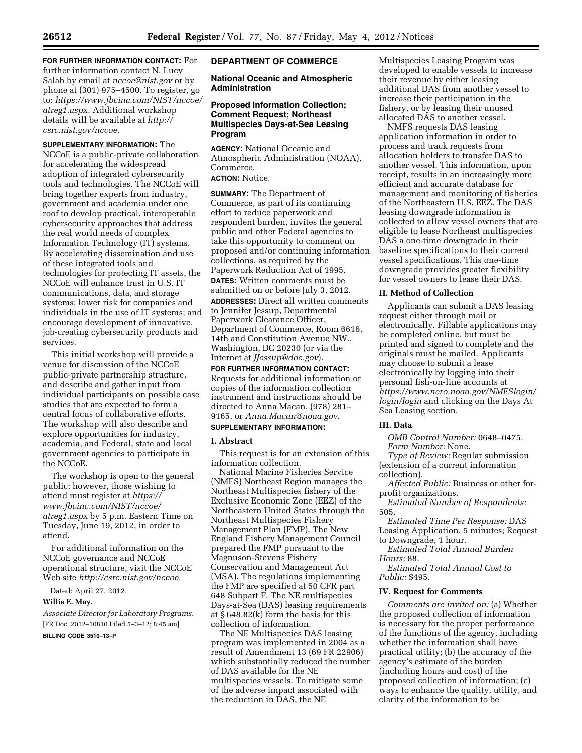**FOR FURTHER INFORMATION CONTACT:** For further information contact N. Lucy Salah by email at *nccoe@nist.gov* or by phone at (301) 975–4500. To register, go to: *https://www.fbcinc.com/NIST/nccoe/atreg1.aspx.* Additional workshop details will be available at *http://csrc.nist.gov/nccoe.*

**SUPPLEMENTARY INFORMATION:** The NCCoE is a public-private collaboration for accelerating the widespread adoption of integrated cybersecurity tools and technologies. The NCCoE will bring together experts from industry, government and academia under one roof to develop practical, interoperable cybersecurity approaches that address the real world needs of complex Information Technology (IT) systems. By accelerating dissemination and use of these integrated tools and technologies for protecting IT assets, the NCCoE will enhance trust in U.S. IT communications, data, and storage systems; lower risk for companies and individuals in the use of IT systems; and encourage development of innovative, job-creating cybersecurity products and services.

This initial workshop will provide a venue for discussion of the NCCoE public-private partnership structure, and describe and gather input from individual participants on possible case studies that are expected to form a central focus of collaborative efforts. The workshop will also describe and explore opportunities for industry, academia, and Federal, state and local government agencies to participate in the NCCoE.

The workshop is open to the general public; however, those wishing to attend must register at *https://www.fbcinc.com/NIST/nccoe/atreg1.aspx* by 5 p.m. Eastern Time on Tuesday, June 19, 2012, in order to attend.

For additional information on the NCCoE governance and NCCoE operational structure, visit the NCCoE Web site *http://csrc.nist.gov/nccoe.*

Dated: April 27, 2012.

**Willie E. May,**

*Associate Director for Laboratory Programs.*

[FR Doc. 2012–10810 Filed 5–3–12; 8:45 am]

**BILLING CODE 3510–13–P**

## DEPARTMENT OF COMMERCE

### National Oceanic and Atmospheric Administration

### Proposed Information Collection; Comment Request; Northeast Multispecies Days-at-Sea Leasing Program

**AGENCY:** National Oceanic and Atmospheric Administration (NOAA), Commerce.

**ACTION:** Notice.

**SUMMARY:** The Department of Commerce, as part of its continuing effort to reduce paperwork and respondent burden, invites the general public and other Federal agencies to take this opportunity to comment on proposed and/or continuing information collections, as required by the Paperwork Reduction Act of 1995.

**DATES:** Written comments must be submitted on or before July 3, 2012.

**ADDRESSES:** Direct all written comments to Jennifer Jessup, Departmental Paperwork Clearance Officer, Department of Commerce, Room 6616, 14th and Constitution Avenue NW., Washington, DC 20230 (or via the Internet at *JJessup@doc.gov*).

**FOR FURTHER INFORMATION CONTACT:** Requests for additional information or copies of the information collection instrument and instructions should be directed to Anna Macan, (978) 281–9165, or *Anna.Macan@noaa.gov*.

**SUPPLEMENTARY INFORMATION:**

#### I. Abstract

This request is for an extension of this information collection.

National Marine Fisheries Service (NMFS) Northeast Region manages the Northeast Multispecies fishery of the Exclusive Economic Zone (EEZ) of the Northeastern United States through the Northeast Multispecies Fishery Management Plan (FMP). The New England Fishery Management Council prepared the FMP pursuant to the Magnuson-Stevens Fishery Conservation and Management Act (MSA). The regulations implementing the FMP are specified at 50 CFR part 648 Subpart F. The NE multispecies Days-at-Sea (DAS) leasing requirements at § 648.82(k) form the basis for this collection of information.

The NE Multispecies DAS leasing program was implemented in 2004 as a result of Amendment 13 (69 FR 22906) which substantially reduced the number of DAS available for the NE multispecies vessels. To mitigate some of the adverse impact associated with the reduction in DAS, the NE Multispecies Leasing Program was developed to enable vessels to increase their revenue by either leasing additional DAS from another vessel to increase their participation in the fishery, or by leasing their unused allocated DAS to another vessel.

NMFS requests DAS leasing application information in order to process and track requests from allocation holders to transfer DAS to another vessel. This information, upon receipt, results in an increasingly more efficient and accurate database for management and monitoring of fisheries of the Northeastern U.S. EEZ. The DAS leasing downgrade information is collected to allow vessel owners that are eligible to lease Northeast multispecies DAS a one-time downgrade in their baseline specifications to their current vessel specifications. This one-time downgrade provides greater flexibility for vessel owners to lease their DAS.

#### II. Method of Collection

Applicants can submit a DAS leasing request either through mail or electronically. Fillable applications may be completed online, but must be printed and signed to complete and the originals must be mailed. Applicants may choose to submit a lease electronically by logging into their personal fish-on-line accounts at *https://www.nero.noaa.gov/NMFSlogin/login/login* and clicking on the Days At Sea Leasing section.

#### III. Data

*OMB Control Number:* 0648–0475.

*Form Number:* None.

*Type of Review:* Regular submission (extension of a current information collection).

*Affected Public:* Business or other for-profit organizations.

*Estimated Number of Respondents:* 505.

*Estimated Time Per Response:* DAS Leasing Application, 5 minutes; Request to Downgrade, 1 hour.

*Estimated Total Annual Burden Hours:* 88.

*Estimated Total Annual Cost to Public:* $495.

#### IV. Request for Comments

*Comments are invited on:* (a) Whether the proposed collection of information is necessary for the proper performance of the functions of the agency, including whether the information shall have practical utility; (b) the accuracy of the agency's estimate of the burden (including hours and cost) of the proposed collection of information; (c) ways to enhance the quality, utility, and clarity of the information to be